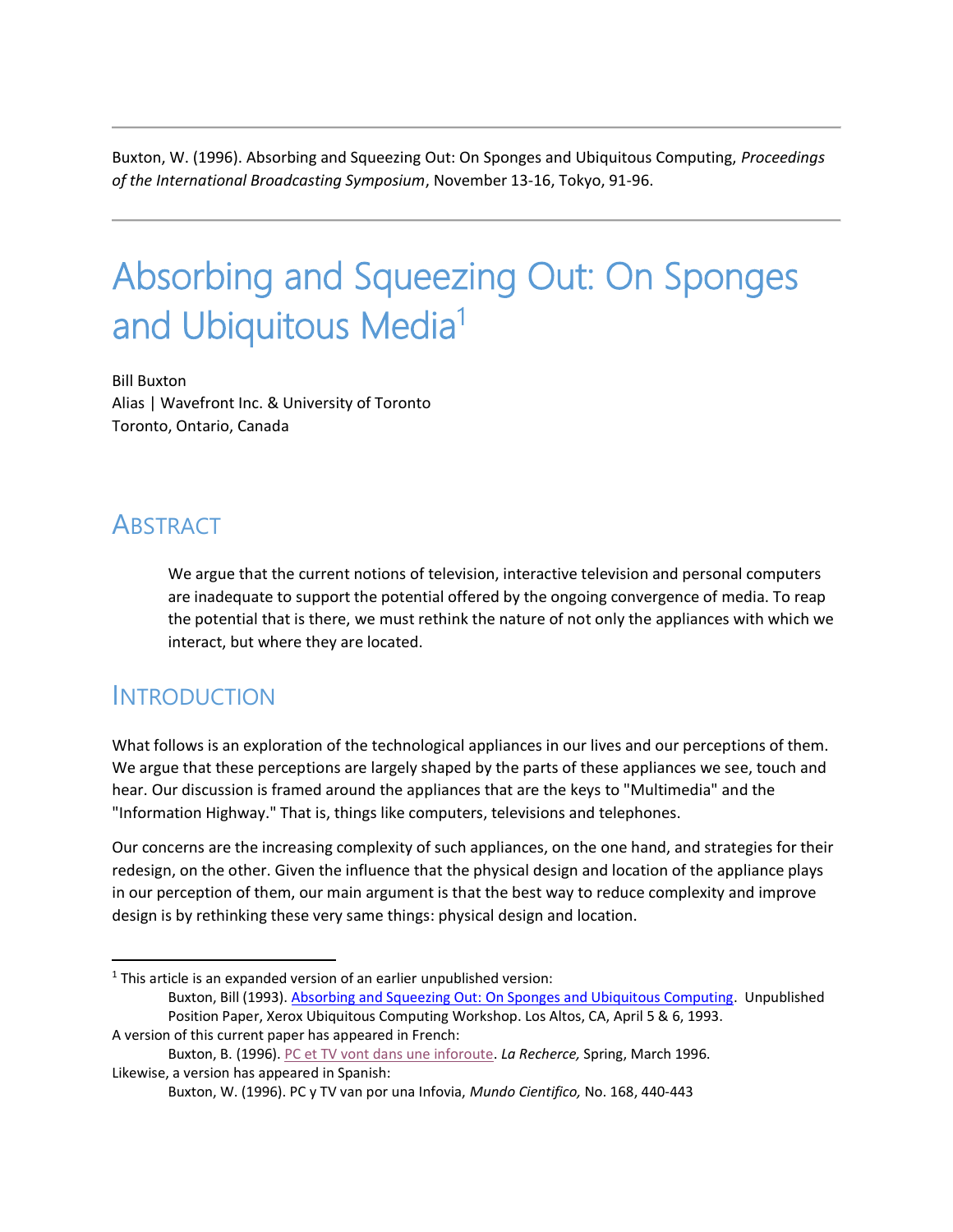Buxton, W. (1996). Absorbing and Squeezing Out: On Sponges and Ubiquitous Computing, *Proceedings of the International Broadcasting Symposium*, November 13-16, Tokyo, 91-96.

---

# Absorbing and Squeezing Out: On Sponges and Ubiquitous Media[1]

Bill Buxton
Alias | Wavefront Inc. & University of Toronto
Toronto, Ontario, Canada

## Abstract

> We argue that the current notions of television, interactive television and personal computers are inadequate to support the potential offered by the ongoing convergence of media. To reap the potential that is there, we must rethink the nature of not only the appliances with which we interact, but where they are located.

## Introduction

What follows is an exploration of the technological appliances in our lives and our perceptions of them. We argue that these perceptions are largely shaped by the parts of these appliances we see, touch and hear. Our discussion is framed around the appliances that are the keys to "Multimedia" and the "Information Highway." That is, things like computers, televisions and telephones.

Our concerns are the increasing complexity of such appliances, on the one hand, and strategies for their redesign, on the other. Given the influence that the physical design and location of the appliance plays in our perception of them, our main argument is that the best way to reduce complexity and improve design is by rethinking these very same things: physical design and location.

---

[1] This article is an expanded version of an earlier unpublished version:

> Buxton, Bill (1993). Absorbing and Squeezing Out: On Sponges and Ubiquitous Computing. Unpublished Position Paper, Xerox Ubiquitous Computing Workshop. Los Altos, CA, April 5 & 6, 1993.

A version of this current paper has appeared in French:

> Buxton, B. (1996). PC et TV vont dans une inforoute. *La Recherche,* Spring, March 1996.

Likewise, a version has appeared in Spanish:

> Buxton, W. (1996). PC y TV van por una Infovia, *Mundo Cientifico,* No. 168, 440-443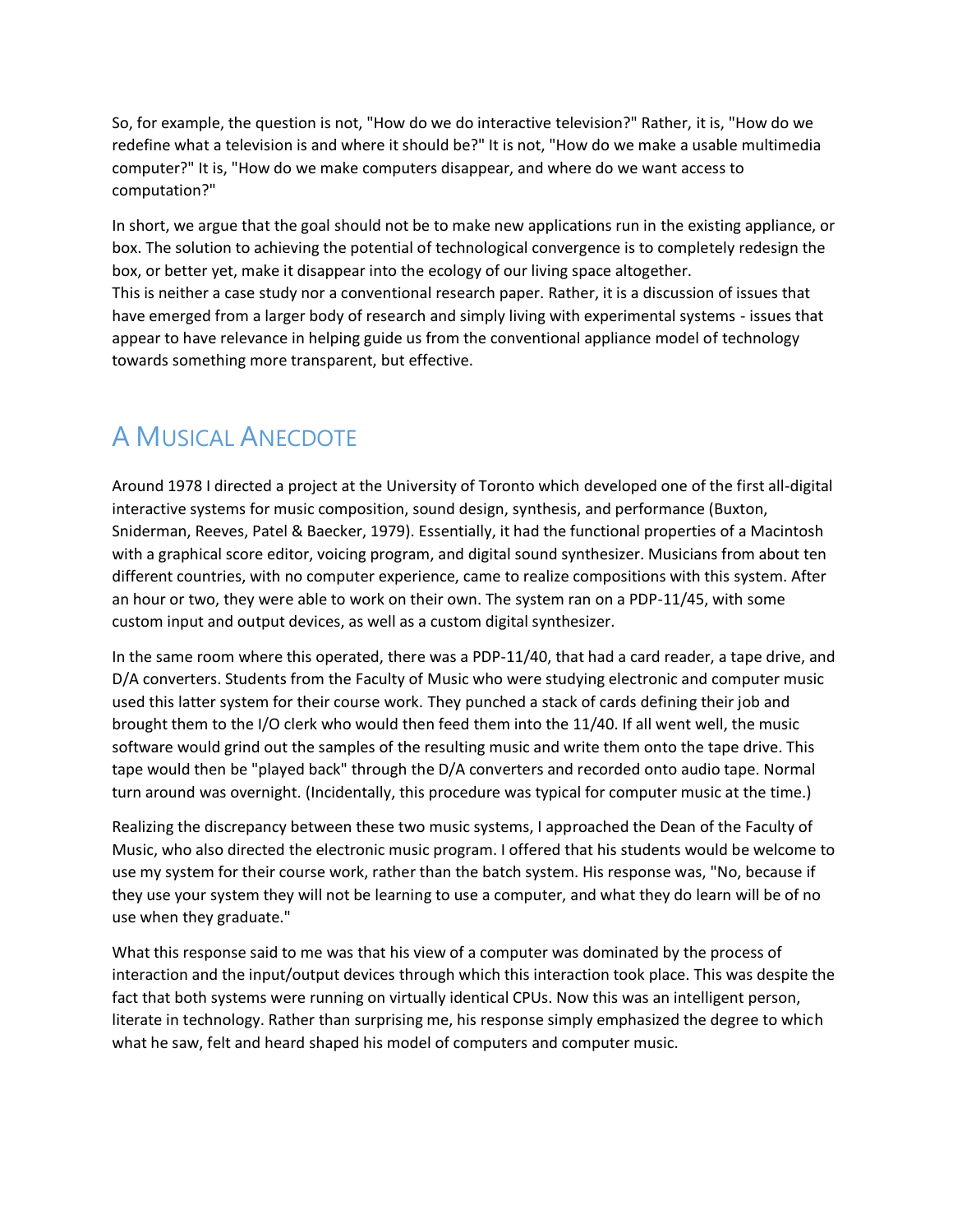So, for example, the question is not, "How do we do interactive television?" Rather, it is, "How do we redefine what a television is and where it should be?" It is not, "How do we make a usable multimedia computer?" It is, "How do we make computers disappear, and where do we want access to computation?"

In short, we argue that the goal should not be to make new applications run in the existing appliance, or box. The solution to achieving the potential of technological convergence is to completely redesign the box, or better yet, make it disappear into the ecology of our living space altogether.
This is neither a case study nor a conventional research paper. Rather, it is a discussion of issues that have emerged from a larger body of research and simply living with experimental systems - issues that appear to have relevance in helping guide us from the conventional appliance model of technology towards something more transparent, but effective.

## A Musical Anecdote

Around 1978 I directed a project at the University of Toronto which developed one of the first all-digital interactive systems for music composition, sound design, synthesis, and performance (Buxton, Sniderman, Reeves, Patel & Baecker, 1979). Essentially, it had the functional properties of a Macintosh with a graphical score editor, voicing program, and digital sound synthesizer. Musicians from about ten different countries, with no computer experience, came to realize compositions with this system. After an hour or two, they were able to work on their own. The system ran on a PDP-11/45, with some custom input and output devices, as well as a custom digital synthesizer.

In the same room where this operated, there was a PDP-11/40, that had a card reader, a tape drive, and D/A converters. Students from the Faculty of Music who were studying electronic and computer music used this latter system for their course work. They punched a stack of cards defining their job and brought them to the I/O clerk who would then feed them into the 11/40. If all went well, the music software would grind out the samples of the resulting music and write them onto the tape drive. This tape would then be "played back" through the D/A converters and recorded onto audio tape. Normal turn around was overnight. (Incidentally, this procedure was typical for computer music at the time.)

Realizing the discrepancy between these two music systems, I approached the Dean of the Faculty of Music, who also directed the electronic music program. I offered that his students would be welcome to use my system for their course work, rather than the batch system. His response was, "No, because if they use your system they will not be learning to use a computer, and what they do learn will be of no use when they graduate."

What this response said to me was that his view of a computer was dominated by the process of interaction and the input/output devices through which this interaction took place. This was despite the fact that both systems were running on virtually identical CPUs. Now this was an intelligent person, literate in technology. Rather than surprising me, his response simply emphasized the degree to which what he saw, felt and heard shaped his model of computers and computer music.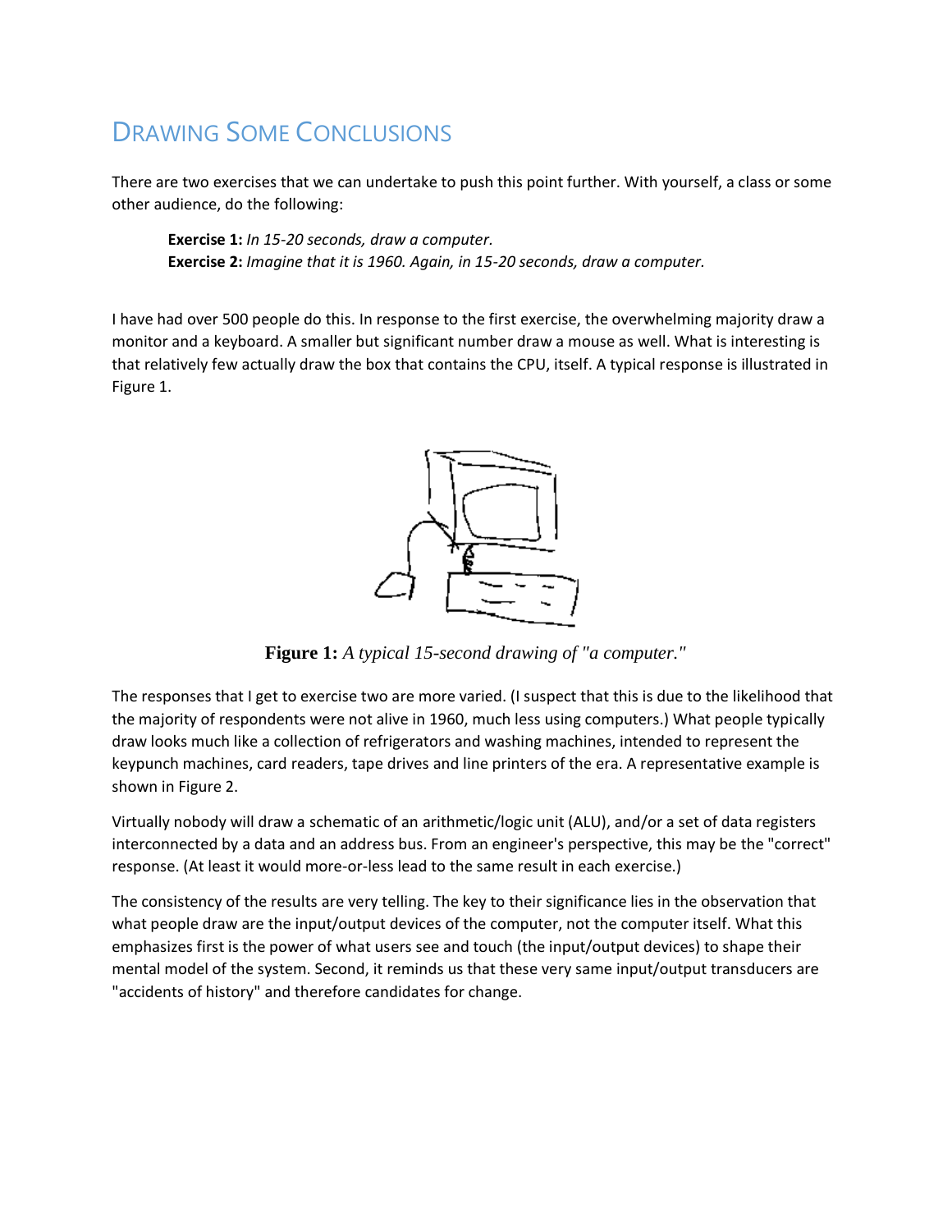## Drawing Some Conclusions

There are two exercises that we can undertake to push this point further. With yourself, a class or some other audience, do the following:

> **Exercise 1:** *In 15-20 seconds, draw a computer.*
> **Exercise 2:** *Imagine that it is 1960. Again, in 15-20 seconds, draw a computer.*

I have had over 500 people do this. In response to the first exercise, the overwhelming majority draw a monitor and a keyboard. A smaller but significant number draw a mouse as well. What is interesting is that relatively few actually draw the box that contains the CPU, itself. A typical response is illustrated in Figure 1.

**Figure 1:** *A typical 15-second drawing of "a computer."*

The responses that I get to exercise two are more varied. (I suspect that this is due to the likelihood that the majority of respondents were not alive in 1960, much less using computers.) What people typically draw looks much like a collection of refrigerators and washing machines, intended to represent the keypunch machines, card readers, tape drives and line printers of the era. A representative example is shown in Figure 2.

Virtually nobody will draw a schematic of an arithmetic/logic unit (ALU), and/or a set of data registers interconnected by a data and an address bus. From an engineer's perspective, this may be the "correct" response. (At least it would more-or-less lead to the same result in each exercise.)

The consistency of the results are very telling. The key to their significance lies in the observation that what people draw are the input/output devices of the computer, not the computer itself. What this emphasizes first is the power of what users see and touch (the input/output devices) to shape their mental model of the system. Second, it reminds us that these very same input/output transducers are "accidents of history" and therefore candidates for change.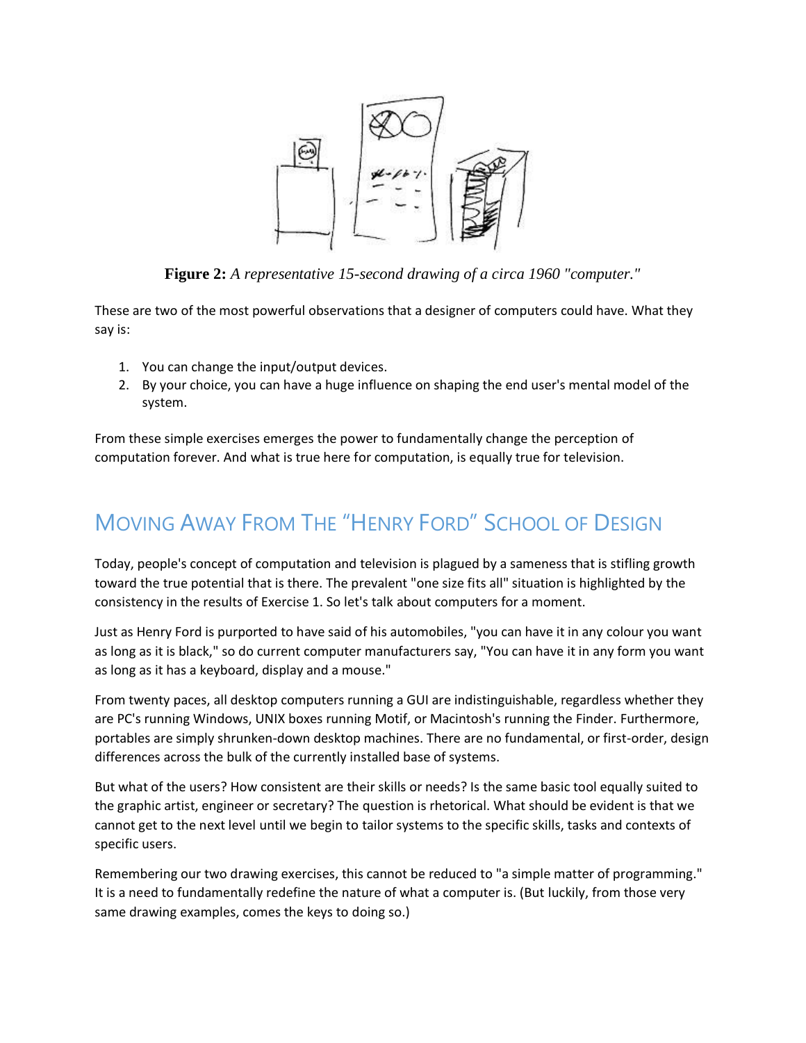**Figure 2:** *A representative 15-second drawing of a circa 1960 "computer."*

These are two of the most powerful observations that a designer of computers could have. What they say is:

1. You can change the input/output devices.
2. By your choice, you can have a huge influence on shaping the end user's mental model of the system.

From these simple exercises emerges the power to fundamentally change the perception of computation forever. And what is true here for computation, is equally true for television.

## Moving Away From The "Henry Ford" School of Design

Today, people's concept of computation and television is plagued by a sameness that is stifling growth toward the true potential that is there. The prevalent "one size fits all" situation is highlighted by the consistency in the results of Exercise 1. So let's talk about computers for a moment.

Just as Henry Ford is purported to have said of his automobiles, "you can have it in any colour you want as long as it is black," so do current computer manufacturers say, "You can have it in any form you want as long as it has a keyboard, display and a mouse."

From twenty paces, all desktop computers running a GUI are indistinguishable, regardless whether they are PC's running Windows, UNIX boxes running Motif, or Macintosh's running the Finder. Furthermore, portables are simply shrunken-down desktop machines. There are no fundamental, or first-order, design differences across the bulk of the currently installed base of systems.

But what of the users? How consistent are their skills or needs? Is the same basic tool equally suited to the graphic artist, engineer or secretary? The question is rhetorical. What should be evident is that we cannot get to the next level until we begin to tailor systems to the specific skills, tasks and contexts of specific users.

Remembering our two drawing exercises, this cannot be reduced to "a simple matter of programming." It is a need to fundamentally redefine the nature of what a computer is. (But luckily, from those very same drawing examples, comes the keys to doing so.)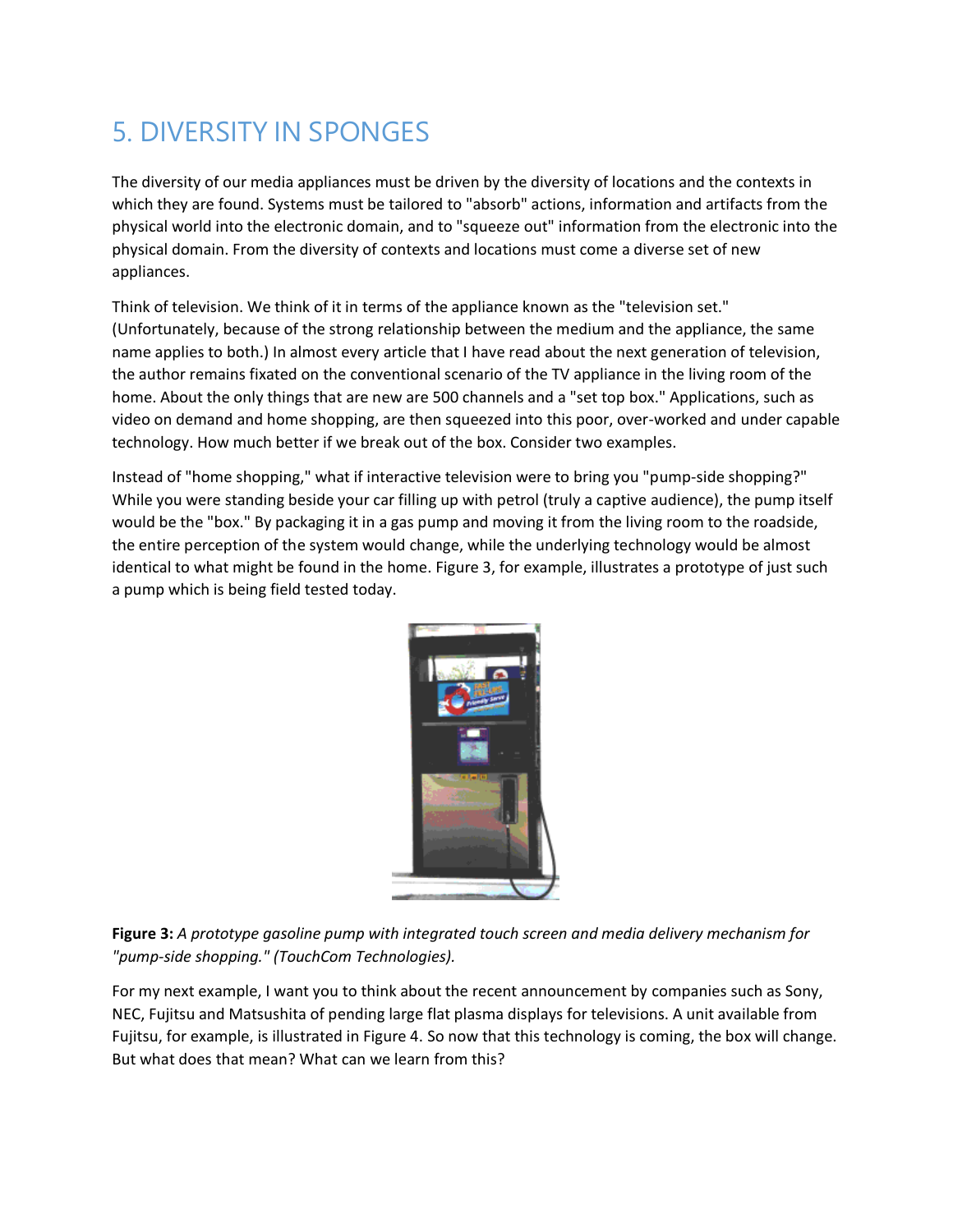# 5. DIVERSITY IN SPONGES

The diversity of our media appliances must be driven by the diversity of locations and the contexts in which they are found. Systems must be tailored to "absorb" actions, information and artifacts from the physical world into the electronic domain, and to "squeeze out" information from the electronic into the physical domain. From the diversity of contexts and locations must come a diverse set of new appliances.

Think of television. We think of it in terms of the appliance known as the "television set." (Unfortunately, because of the strong relationship between the medium and the appliance, the same name applies to both.) In almost every article that I have read about the next generation of television, the author remains fixated on the conventional scenario of the TV appliance in the living room of the home. About the only things that are new are 500 channels and a "set top box." Applications, such as video on demand and home shopping, are then squeezed into this poor, over-worked and under capable technology. How much better if we break out of the box. Consider two examples.

Instead of "home shopping," what if interactive television were to bring you "pump-side shopping?" While you were standing beside your car filling up with petrol (truly a captive audience), the pump itself would be the "box." By packaging it in a gas pump and moving it from the living room to the roadside, the entire perception of the system would change, while the underlying technology would be almost identical to what might be found in the home. Figure 3, for example, illustrates a prototype of just such a pump which is being field tested today.

**Figure 3:** *A prototype gasoline pump with integrated touch screen and media delivery mechanism for "pump-side shopping." (TouchCom Technologies).*

For my next example, I want you to think about the recent announcement by companies such as Sony, NEC, Fujitsu and Matsushita of pending large flat plasma displays for televisions. A unit available from Fujitsu, for example, is illustrated in Figure 4. So now that this technology is coming, the box will change. But what does that mean? What can we learn from this?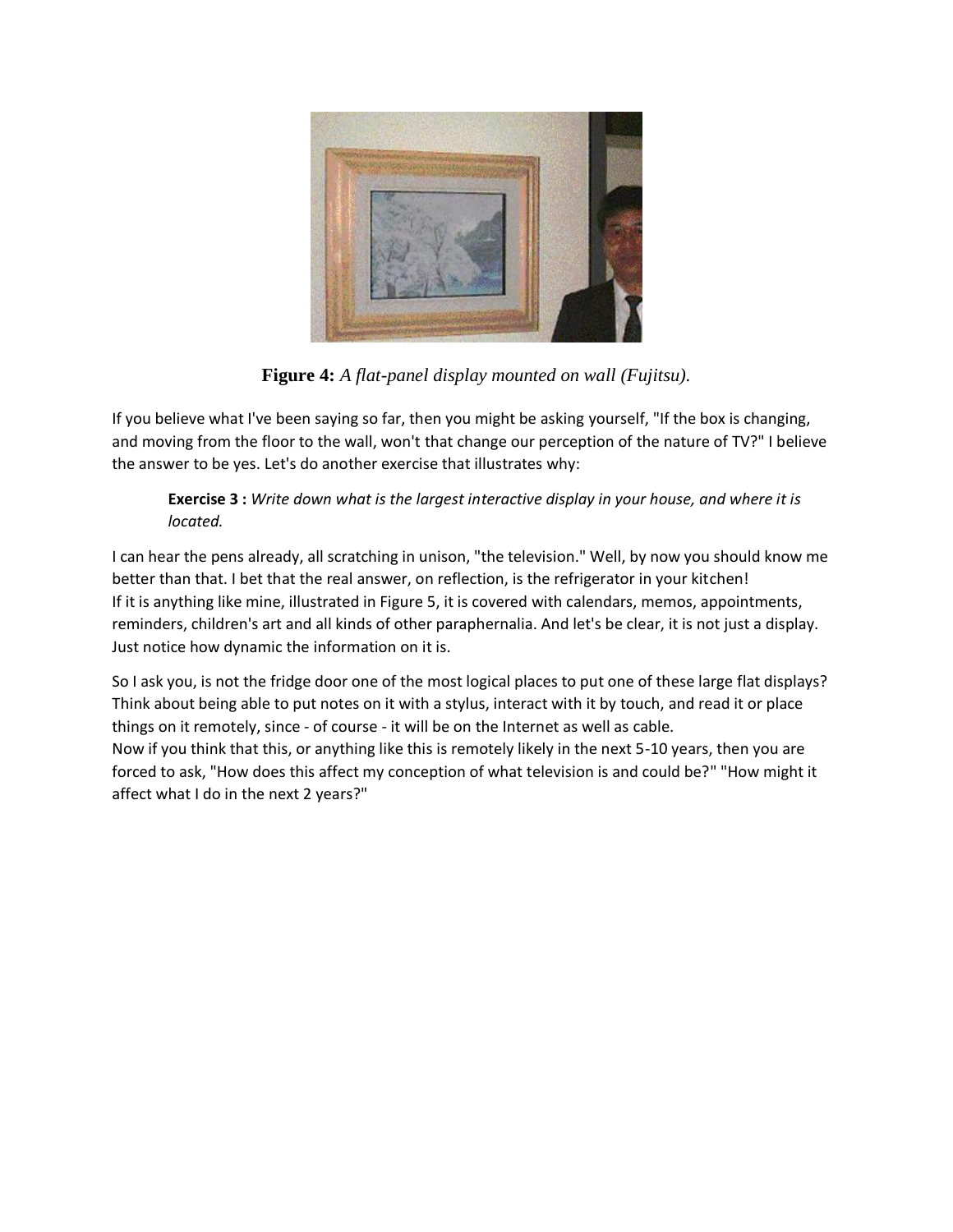**Figure 4:** *A flat-panel display mounted on wall (Fujitsu).*

If you believe what I've been saying so far, then you might be asking yourself, "If the box is changing, and moving from the floor to the wall, won't that change our perception of the nature of TV?" I believe the answer to be yes. Let's do another exercise that illustrates why:

> **Exercise 3 :** *Write down what is the largest interactive display in your house, and where it is located.*

I can hear the pens already, all scratching in unison, "the television." Well, by now you should know me better than that. I bet that the real answer, on reflection, is the refrigerator in your kitchen!
If it is anything like mine, illustrated in Figure 5, it is covered with calendars, memos, appointments, reminders, children's art and all kinds of other paraphernalia. And let's be clear, it is not just a display. Just notice how dynamic the information on it is.

So I ask you, is not the fridge door one of the most logical places to put one of these large flat displays? Think about being able to put notes on it with a stylus, interact with it by touch, and read it or place things on it remotely, since - of course - it will be on the Internet as well as cable.
Now if you think that this, or anything like this is remotely likely in the next 5-10 years, then you are forced to ask, "How does this affect my conception of what television is and could be?" "How might it affect what I do in the next 2 years?"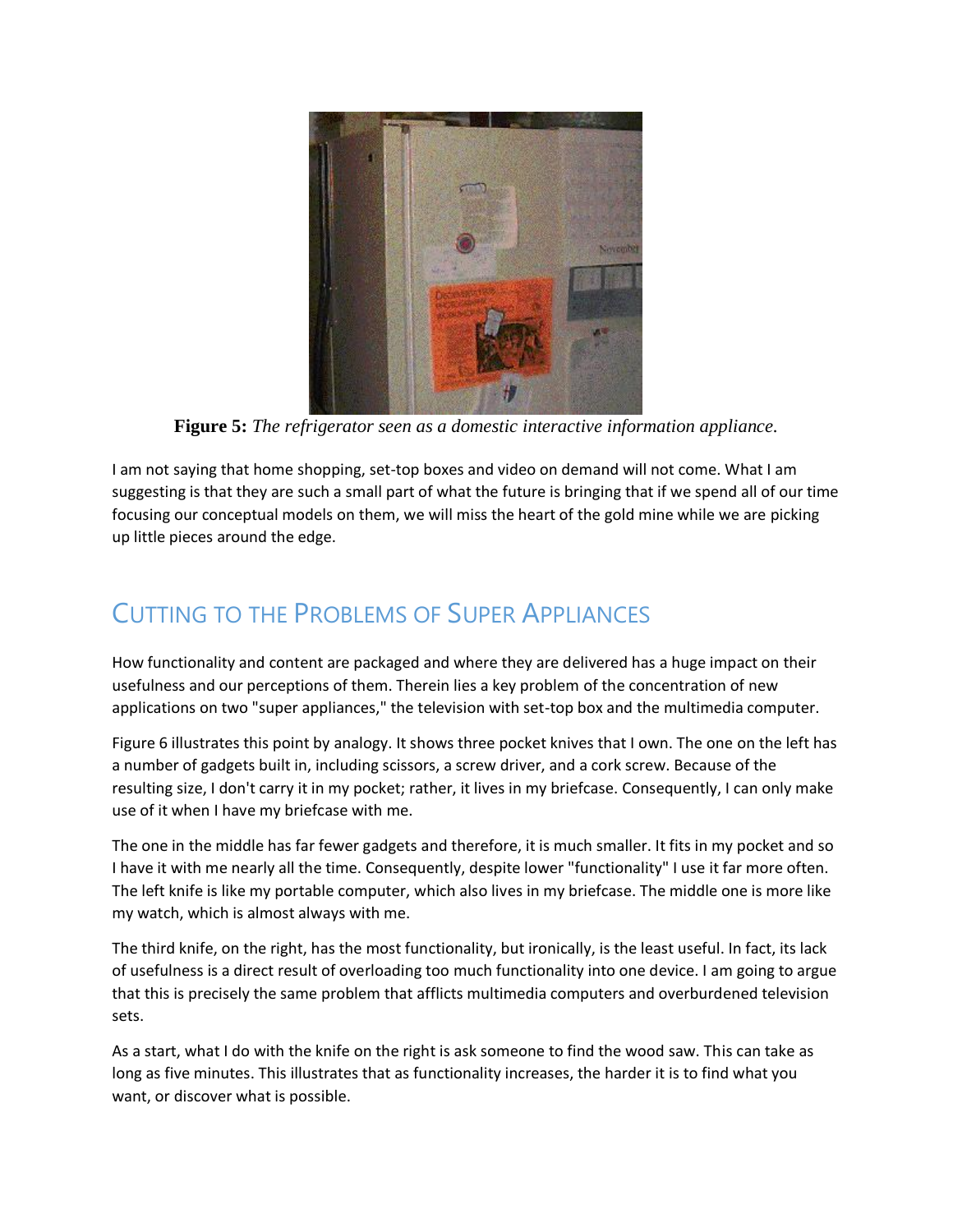**Figure 5:** *The refrigerator seen as a domestic interactive information appliance.*

I am not saying that home shopping, set-top boxes and video on demand will not come. What I am suggesting is that they are such a small part of what the future is bringing that if we spend all of our time focusing our conceptual models on them, we will miss the heart of the gold mine while we are picking up little pieces around the edge.

## Cutting to the Problems of Super Appliances

How functionality and content are packaged and where they are delivered has a huge impact on their usefulness and our perceptions of them. Therein lies a key problem of the concentration of new applications on two "super appliances," the television with set-top box and the multimedia computer.

Figure 6 illustrates this point by analogy. It shows three pocket knives that I own. The one on the left has a number of gadgets built in, including scissors, a screw driver, and a cork screw. Because of the resulting size, I don't carry it in my pocket; rather, it lives in my briefcase. Consequently, I can only make use of it when I have my briefcase with me.

The one in the middle has far fewer gadgets and therefore, it is much smaller. It fits in my pocket and so I have it with me nearly all the time. Consequently, despite lower "functionality" I use it far more often. The left knife is like my portable computer, which also lives in my briefcase. The middle one is more like my watch, which is almost always with me.

The third knife, on the right, has the most functionality, but ironically, is the least useful. In fact, its lack of usefulness is a direct result of overloading too much functionality into one device. I am going to argue that this is precisely the same problem that afflicts multimedia computers and overburdened television sets.

As a start, what I do with the knife on the right is ask someone to find the wood saw. This can take as long as five minutes. This illustrates that as functionality increases, the harder it is to find what you want, or discover what is possible.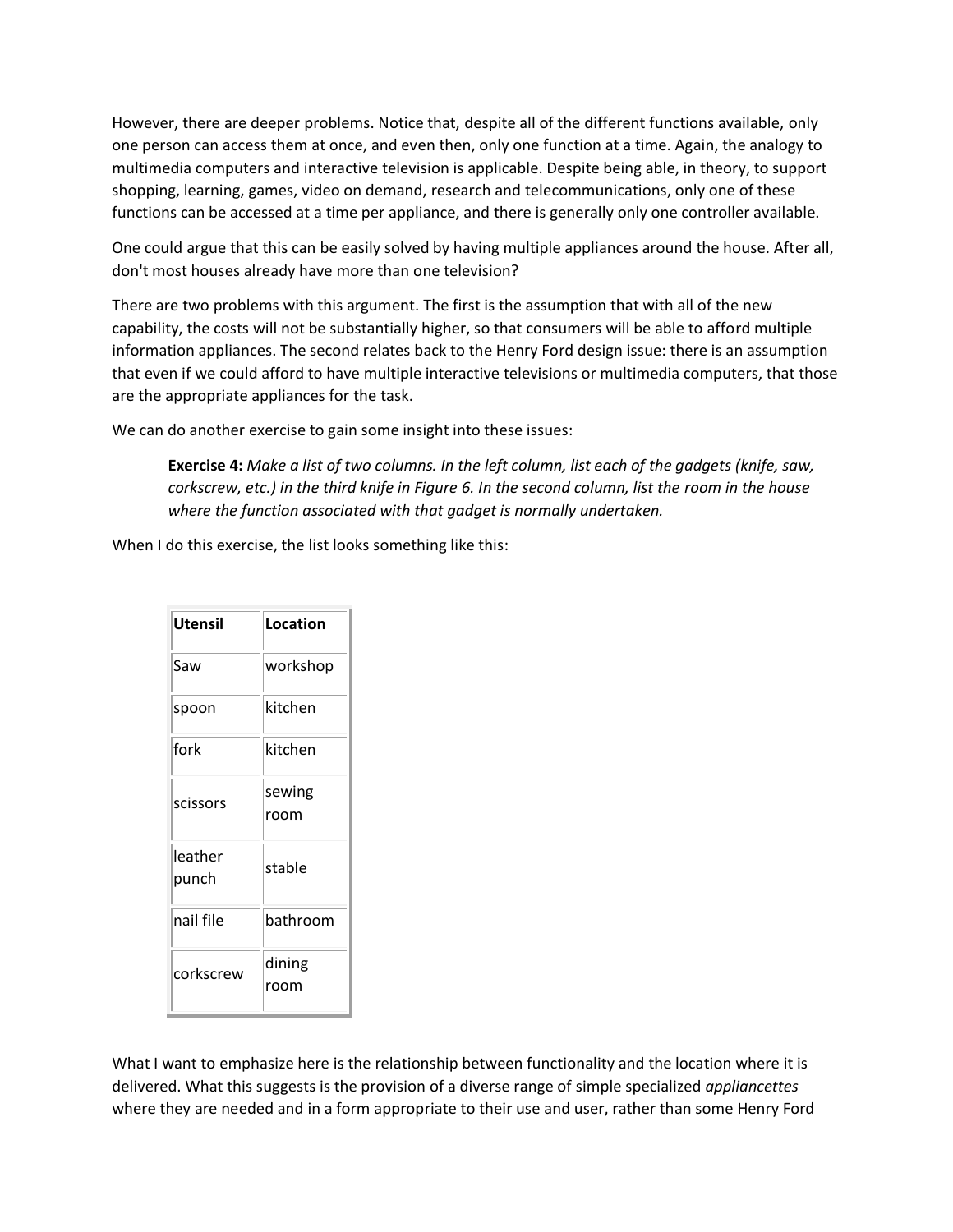However, there are deeper problems. Notice that, despite all of the different functions available, only one person can access them at once, and even then, only one function at a time. Again, the analogy to multimedia computers and interactive television is applicable. Despite being able, in theory, to support shopping, learning, games, video on demand, research and telecommunications, only one of these functions can be accessed at a time per appliance, and there is generally only one controller available.

One could argue that this can be easily solved by having multiple appliances around the house. After all, don't most houses already have more than one television?

There are two problems with this argument. The first is the assumption that with all of the new capability, the costs will not be substantially higher, so that consumers will be able to afford multiple information appliances. The second relates back to the Henry Ford design issue: there is an assumption that even if we could afford to have multiple interactive televisions or multimedia computers, that those are the appropriate appliances for the task.

We can do another exercise to gain some insight into these issues:

> **Exercise 4:** *Make a list of two columns. In the left column, list each of the gadgets (knife, saw, corkscrew, etc.) in the third knife in Figure 6. In the second column, list the room in the house where the function associated with that gadget is normally undertaken.*

When I do this exercise, the list looks something like this:

| Utensil | Location |
|---|---|
| Saw | workshop |
| spoon | kitchen |
| fork | kitchen |
| scissors | sewing room |
| leather punch | stable |
| nail file | bathroom |
| corkscrew | dining room |

What I want to emphasize here is the relationship between functionality and the location where it is delivered. What this suggests is the provision of a diverse range of simple specialized *appliancettes* where they are needed and in a form appropriate to their use and user, rather than some Henry Ford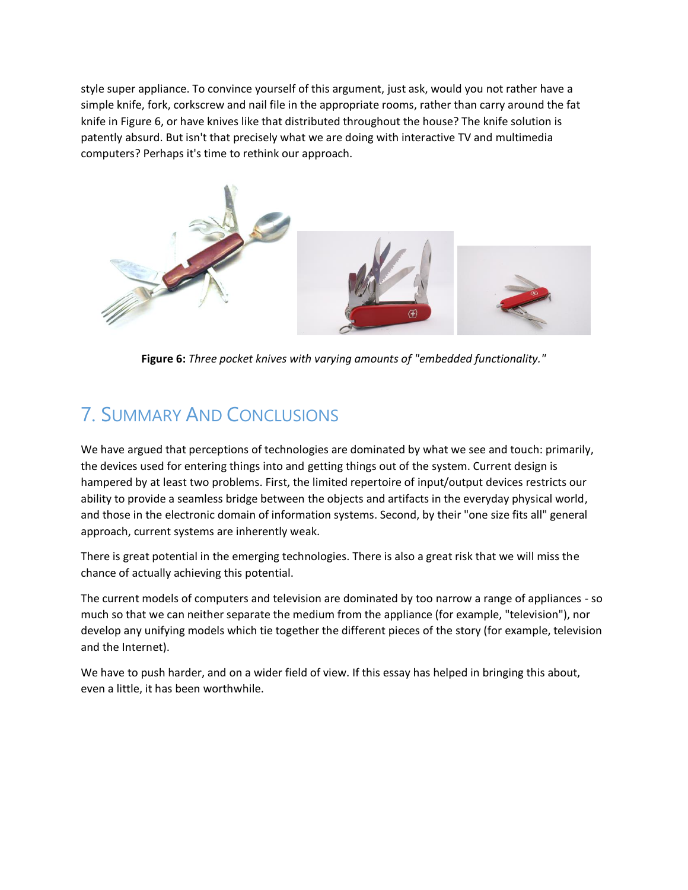style super appliance. To convince yourself of this argument, just ask, would you not rather have a simple knife, fork, corkscrew and nail file in the appropriate rooms, rather than carry around the fat knife in Figure 6, or have knives like that distributed throughout the house? The knife solution is patently absurd. But isn't that precisely what we are doing with interactive TV and multimedia computers? Perhaps it's time to rethink our approach.

**Figure 6:** *Three pocket knives with varying amounts of "embedded functionality."*

## 7. Summary And Conclusions

We have argued that perceptions of technologies are dominated by what we see and touch: primarily, the devices used for entering things into and getting things out of the system. Current design is hampered by at least two problems. First, the limited repertoire of input/output devices restricts our ability to provide a seamless bridge between the objects and artifacts in the everyday physical world, and those in the electronic domain of information systems. Second, by their "one size fits all" general approach, current systems are inherently weak.

There is great potential in the emerging technologies. There is also a great risk that we will miss the chance of actually achieving this potential.

The current models of computers and television are dominated by too narrow a range of appliances - so much so that we can neither separate the medium from the appliance (for example, "television"), nor develop any unifying models which tie together the different pieces of the story (for example, television and the Internet).

We have to push harder, and on a wider field of view. If this essay has helped in bringing this about, even a little, it has been worthwhile.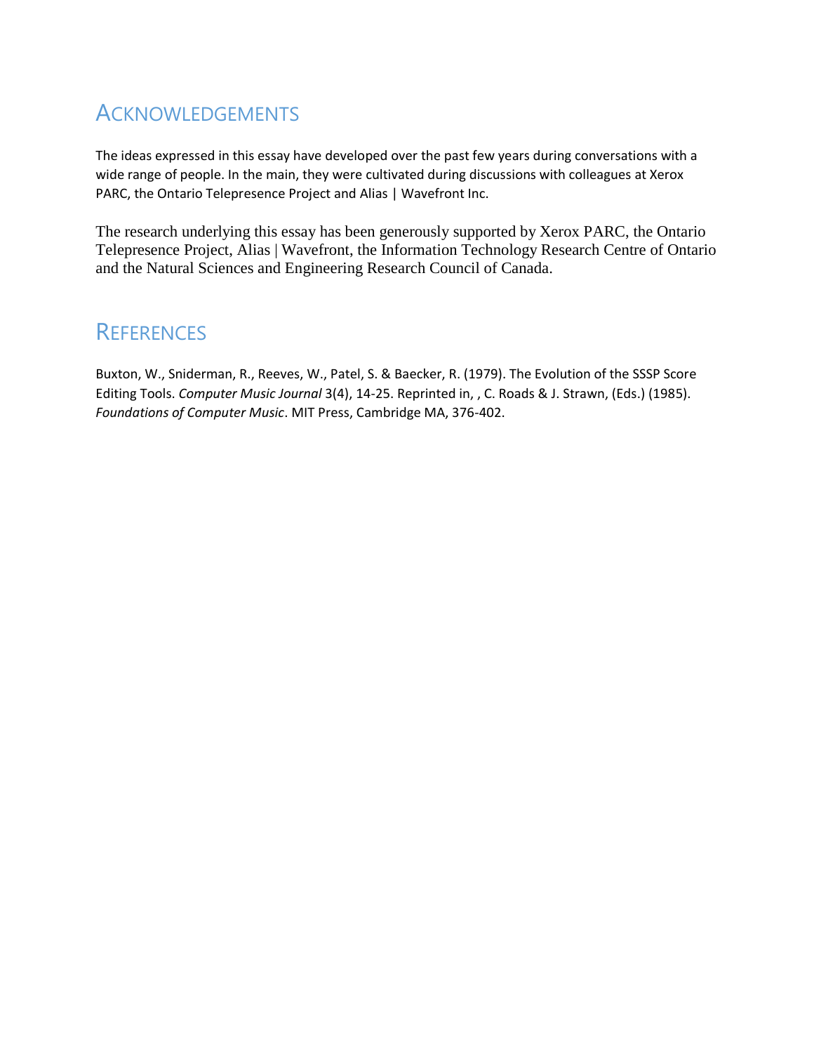## Acknowledgements

The ideas expressed in this essay have developed over the past few years during conversations with a wide range of people. In the main, they were cultivated during discussions with colleagues at Xerox PARC, the Ontario Telepresence Project and Alias | Wavefront Inc.

The research underlying this essay has been generously supported by Xerox PARC, the Ontario Telepresence Project, Alias | Wavefront, the Information Technology Research Centre of Ontario and the Natural Sciences and Engineering Research Council of Canada.

## References

Buxton, W., Sniderman, R., Reeves, W., Patel, S. & Baecker, R. (1979). The Evolution of the SSSP Score Editing Tools. *Computer Music Journal* 3(4), 14-25. Reprinted in, , C. Roads & J. Strawn, (Eds.) (1985). *Foundations of Computer Music*. MIT Press, Cambridge MA, 376-402.